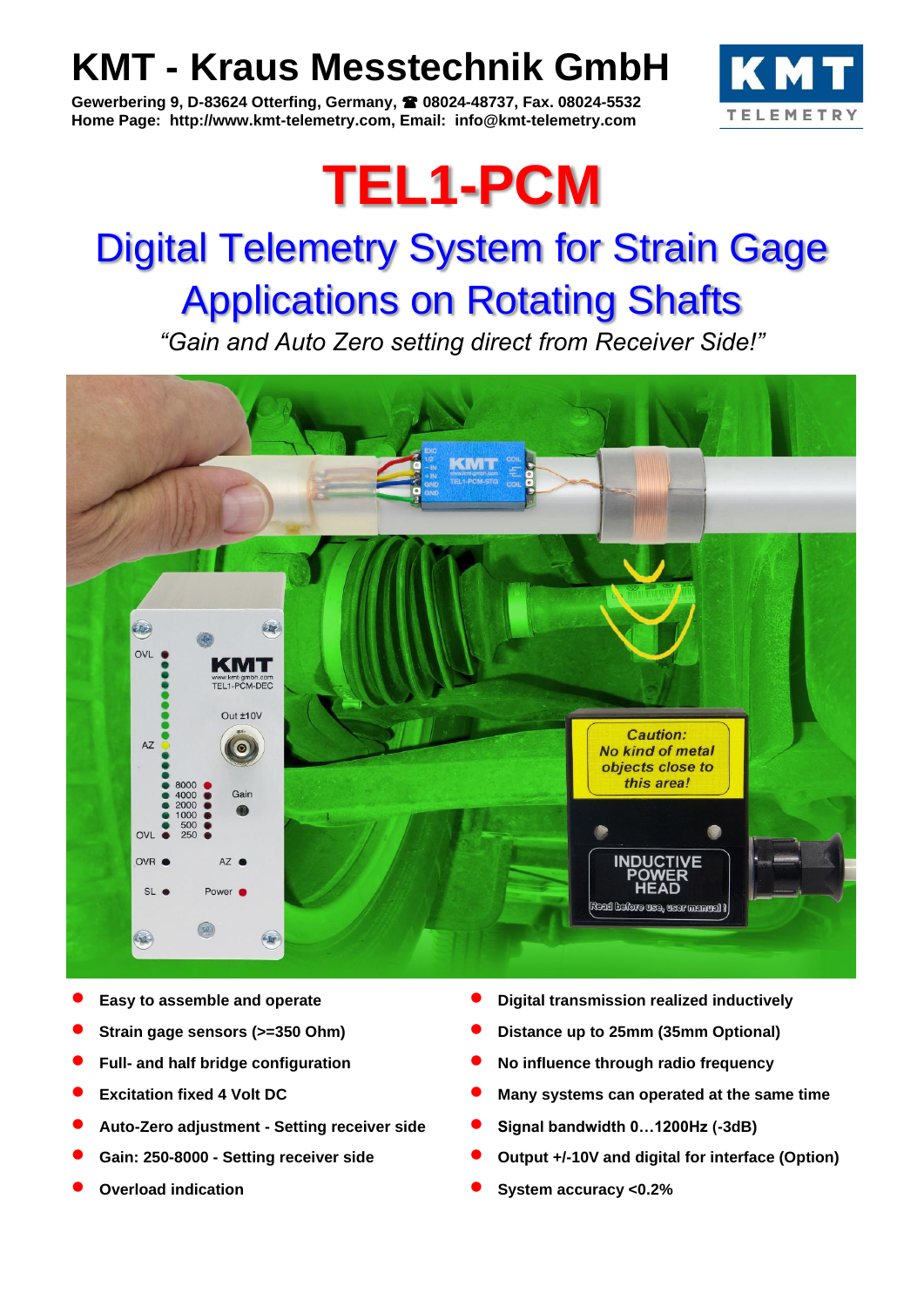# KMT - Kraus Messtechnik GmbH

**Gewerbering 9, D-83624 Otterfing, Germany, ☎ 08024-48737, Fax. 08024-5532**
**Home Page: http://www.kmt-telemetry.com, Email: info@kmt-telemetry.com**

# TEL1-PCM

## Digital Telemetry System for Strain Gage Applications on Rotating Shafts

*"Gain and Auto Zero setting direct from Receiver Side!"*

- **Easy to assemble and operate**
- **Strain gage sensors (>=350 Ohm)**
- **Full- and half bridge configuration**
- **Excitation fixed 4 Volt DC**
- **Auto-Zero adjustment - Setting receiver side**
- **Gain: 250-8000 - Setting receiver side**
- **Overload indication**
- **Digital transmission realized inductively**
- **Distance up to 25mm (35mm Optional)**
- **No influence through radio frequency**
- **Many systems can operated at the same time**
- **Signal bandwidth 0…1200Hz (-3dB)**
- **Output +/-10V and digital for interface (Option)**
- **System accuracy <0.2%**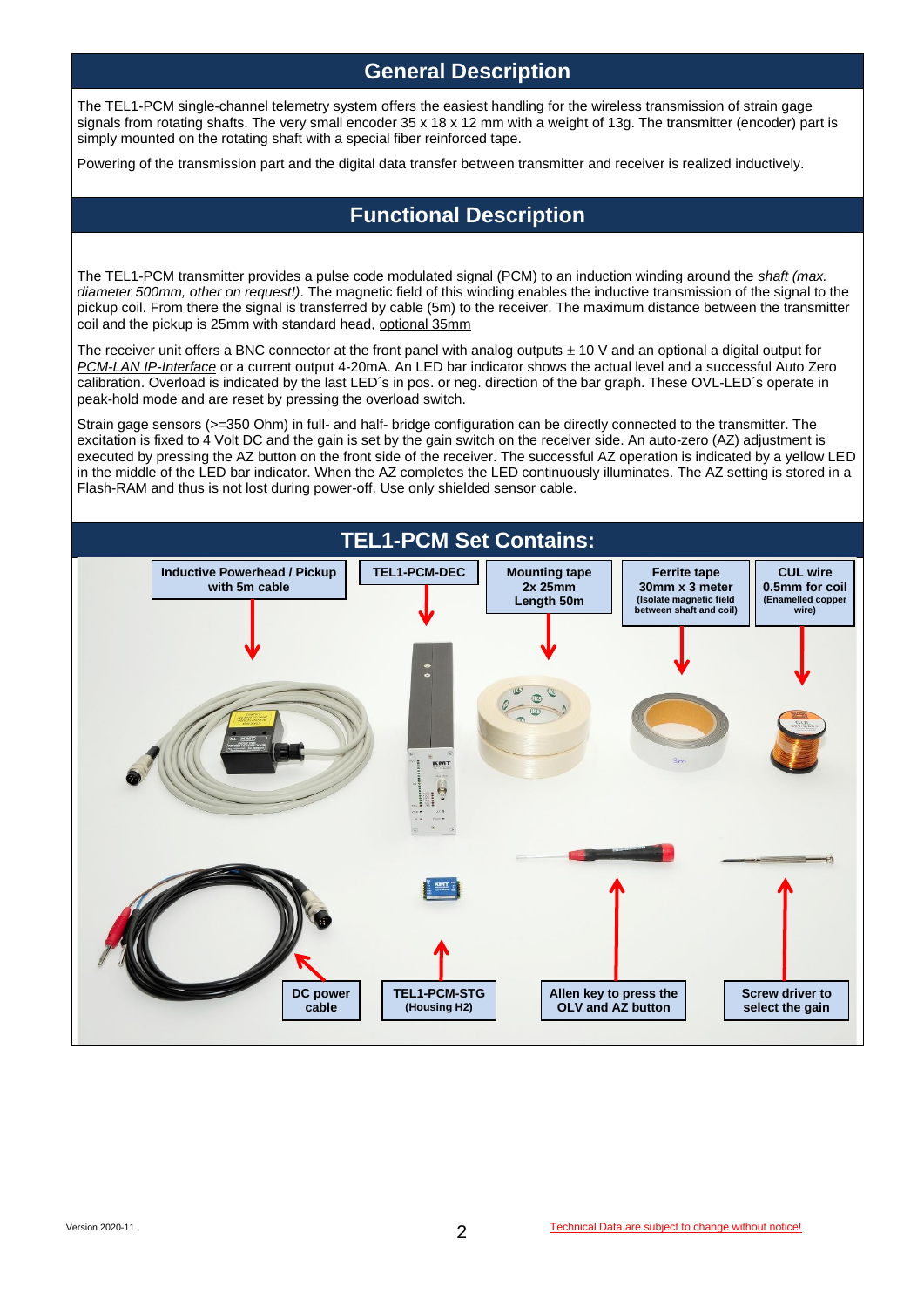## General Description

The TEL1-PCM single-channel telemetry system offers the easiest handling for the wireless transmission of strain gage signals from rotating shafts. The very small encoder 35 x 18 x 12 mm with a weight of 13g. The transmitter (encoder) part is simply mounted on the rotating shaft with a special fiber reinforced tape.

Powering of the transmission part and the digital data transfer between transmitter and receiver is realized inductively.

## Functional Description

The TEL1-PCM transmitter provides a pulse code modulated signal (PCM) to an induction winding around the shaft *(max. diameter 500mm, other on request!)*. The magnetic field of this winding enables the inductive transmission of the signal to the pickup coil. From there the signal is transferred by cable (5m) to the receiver. The maximum distance between the transmitter coil and the pickup is 25mm with standard head, optional 35mm

The receiver unit offers a BNC connector at the front panel with analog outputs ± 10 V and an optional a digital output for *PCM-LAN IP-Interface* or a current output 4-20mA. An LED bar indicator shows the actual level and a successful Auto Zero calibration. Overload is indicated by the last LED´s in pos. or neg. direction of the bar graph. These OVL-LED´s operate in peak-hold mode and are reset by pressing the overload switch.

Strain gage sensors (>=350 Ohm) in full- and half- bridge configuration can be directly connected to the transmitter. The excitation is fixed to 4 Volt DC and the gain is set by the gain switch on the receiver side. An auto-zero (AZ) adjustment is executed by pressing the AZ button on the front side of the receiver. The successful AZ operation is indicated by a yellow LED in the middle of the LED bar indicator. When the AZ completes the LED continuously illuminates. The AZ setting is stored in a Flash-RAM and thus is not lost during power-off. Use only shielded sensor cable.

## TEL1-PCM Set Contains:

- **Inductive Powerhead / Pickup with 5m cable**
- **TEL1-PCM-DEC**
- **Mounting tape 2x 25mm Length 50m**
- **Ferrite tape 30mm x 3 meter** (Isolate magnetic field between shaft and coil)
- **CUL wire 0.5mm for coil** (Enamelled copper wire)
- **DC power cable**
- **TEL1-PCM-STG** (Housing H2)
- **Allen key to press the OLV and AZ button**
- **Screw driver to select the gain**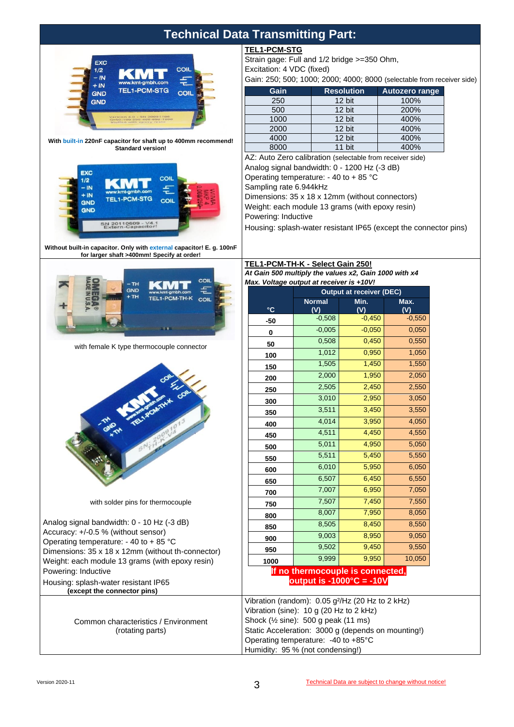# Technical Data Transmitting Part:

With built-in 220nF capacitor for shaft up to 400mm recommend! Standard version!

Without built-in capacitor. Only with external capacitor! E. g. 100nF for larger shaft >400mm! Specify at order!

## TEL1-PCM-STG

Strain gage: Full and 1/2 bridge >=350 Ohm,
Excitation: 4 VDC (fixed)
Gain: 250; 500; 1000; 2000; 4000; 8000 (selectable from receiver side)

| Gain | Resolution | Autozero range |
|---|---|---|
| 250 | 12 bit | 100% |
| 500 | 12 bit | 200% |
| 1000 | 12 bit | 400% |
| 2000 | 12 bit | 400% |
| 4000 | 12 bit | 400% |
| 8000 | 11 bit | 400% |

AZ: Auto Zero calibration (selectable from receiver side)
Analog signal bandwidth: 0 - 1200 Hz (-3 dB)
Operating temperature: - 40 to + 85 °C
Sampling rate 6.944kHz
Dimensions: 35 x 18 x 12mm (without connectors)
Weight: each module 13 grams (with epoxy resin)
Powering: Inductive
Housing: splash-water resistant IP65 (except the connector pins)

with female K type thermocouple connector

with solder pins for thermocouple

Analog signal bandwidth: 0 - 10 Hz (-3 dB)
Accuracy: +/-0.5 % (without sensor)
Operating temperature: - 40 to + 85 °C
Dimensions: 35 x 18 x 12mm (without th-connector)
Weight: each module 13 grams (with epoxy resin)
Powering: Inductive
Housing: splash-water resistant IP65
**(except the connector pins)**

## TEL1-PCM-TH-K - Select Gain 250!

***At Gain 500 multiply the values x2, Gain 1000 with x4***
***Max. Voltage output at receiver is +10V!***

| °C | Output at receiver (DEC) Normal (V) | Min. (V) | Max. (V) |
|---|---|---|---|
| -50 | -0,508 | -0,450 | -0,550 |
| 0 | -0,005 | -0,050 | 0,050 |
| 50 | 0,508 | 0,450 | 0,550 |
| 100 | 1,012 | 0,950 | 1,050 |
| 150 | 1,505 | 1,450 | 1,550 |
| 200 | 2,000 | 1,950 | 2,050 |
| 250 | 2,505 | 2,450 | 2,550 |
| 300 | 3,010 | 2,950 | 3,050 |
| 350 | 3,511 | 3,450 | 3,550 |
| 400 | 4,014 | 3,950 | 4,050 |
| 450 | 4,511 | 4,450 | 4,550 |
| 500 | 5,011 | 4,950 | 5,050 |
| 550 | 5,511 | 5,450 | 5,550 |
| 600 | 6,010 | 5,950 | 6,050 |
| 650 | 6,507 | 6,450 | 6,550 |
| 700 | 7,007 | 6,950 | 7,050 |
| 750 | 7,507 | 7,450 | 7,550 |
| 800 | 8,007 | 7,950 | 8,050 |
| 850 | 8,505 | 8,450 | 8,550 |
| 900 | 9,003 | 8,950 | 9,050 |
| 950 | 9,502 | 9,450 | 9,550 |
| 1000 | 9,999 | 9,950 | 10,050 |

**If no thermocouple is connected, output is -1000°C = -10V**

Common characteristics / Environment (rotating parts)

Vibration (random): 0.05 g²/Hz (20 Hz to 2 kHz)
Vibration (sine): 10 g (20 Hz to 2 kHz)
Shock (½ sine): 500 g peak (11 ms)
Static Acceleration: 3000 g (depends on mounting!)
Operating temperature: -40 to +85°C
Humidity: 95 % (not condensing!)

Version 2020-11

Technical Data are subject to change without notice!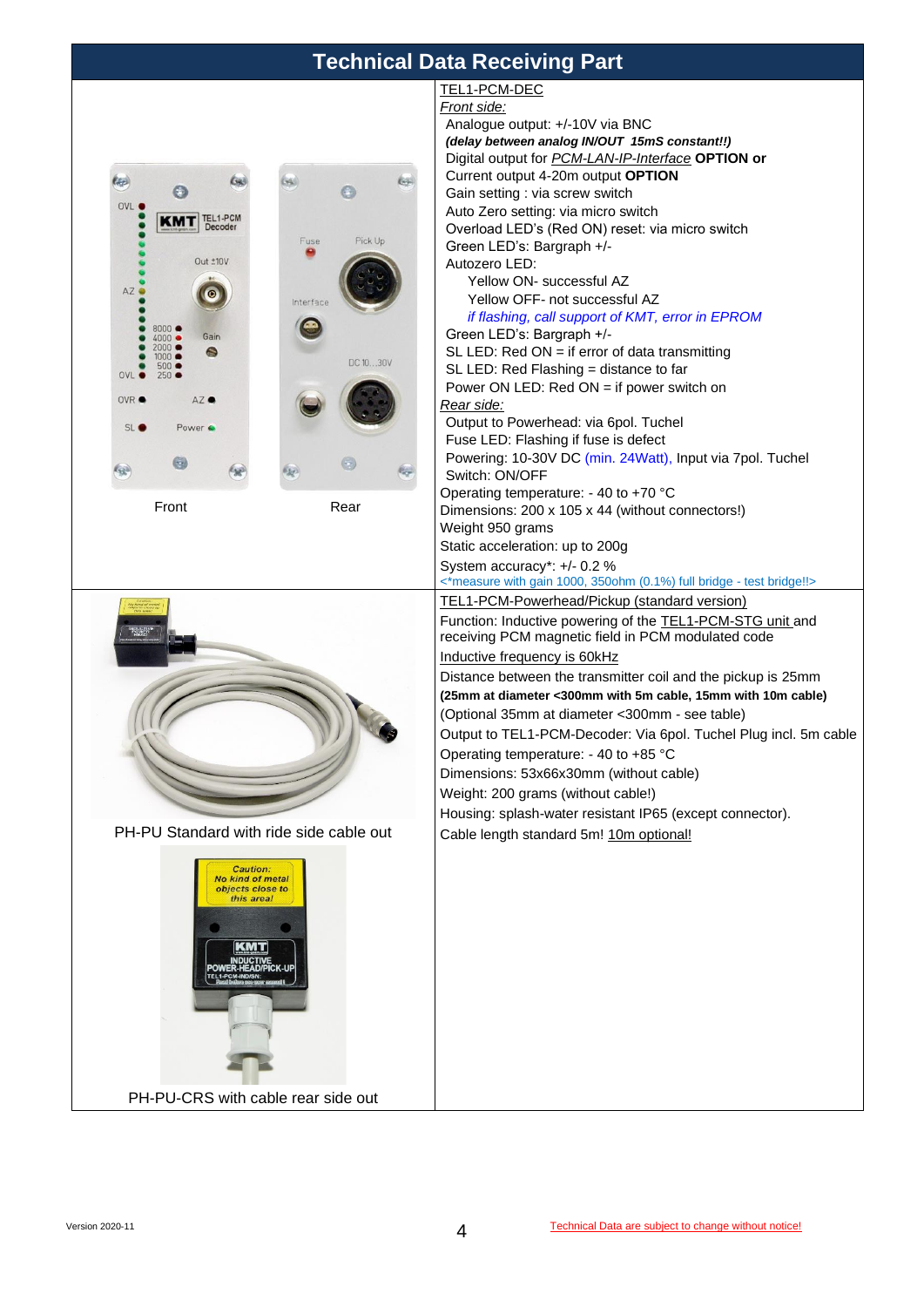# Technical Data Receiving Part

Front

Rear

TEL1-PCM-DEC

*Front side:*

Analogue output: +/-10V via BNC

***(delay between analog IN/OUT 15mS constant!!)***

Digital output for *PCM-LAN-IP-Interface* **OPTION or**

Current output 4-20m output **OPTION**

Gain setting : via screw switch

Auto Zero setting: via micro switch

Overload LED's (Red ON) reset: via micro switch

Green LED's: Bargraph +/-

Autozero LED:

- Yellow ON- successful AZ
- Yellow OFF- not successful AZ
- *if flashing, call support of KMT, error in EPROM*

Green LED's: Bargraph +/-

SL LED: Red ON = if error of data transmitting

SL LED: Red Flashing = distance to far

Power ON LED: Red ON = if power switch on

*Rear side:*

Output to Powerhead: via 6pol. Tuchel

Fuse LED: Flashing if fuse is defect

Powering: 10-30V DC (min. 24Watt), Input via 7pol. Tuchel

Switch: ON/OFF

Operating temperature: - 40 to +70 °C

Dimensions: 200 x 105 x 44 (without connectors!)

Weight 950 grams

Static acceleration: up to 200g

System accuracy*: +/- 0.2 %

<*measure with gain 1000, 350ohm (0.1%) full bridge - test bridge!!>

PH-PU Standard with ride side cable out

PH-PU-CRS with cable rear side out

TEL1-PCM-Powerhead/Pickup (standard version)

Function: Inductive powering of the TEL1-PCM-STG unit and receiving PCM magnetic field in PCM modulated code

Inductive frequency is 60kHz

Distance between the transmitter coil and the pickup is 25mm

**(25mm at diameter <300mm with 5m cable, 15mm with 10m cable)**

(Optional 35mm at diameter <300mm - see table)

Output to TEL1-PCM-Decoder: Via 6pol. Tuchel Plug incl. 5m cable

Operating temperature: - 40 to +85 °C

Dimensions: 53x66x30mm (without cable)

Weight: 200 grams (without cable!)

Housing: splash-water resistant IP65 (except connector).

Cable length standard 5m! 10m optional!

Version 2020-11

Technical Data are subject to change without notice!